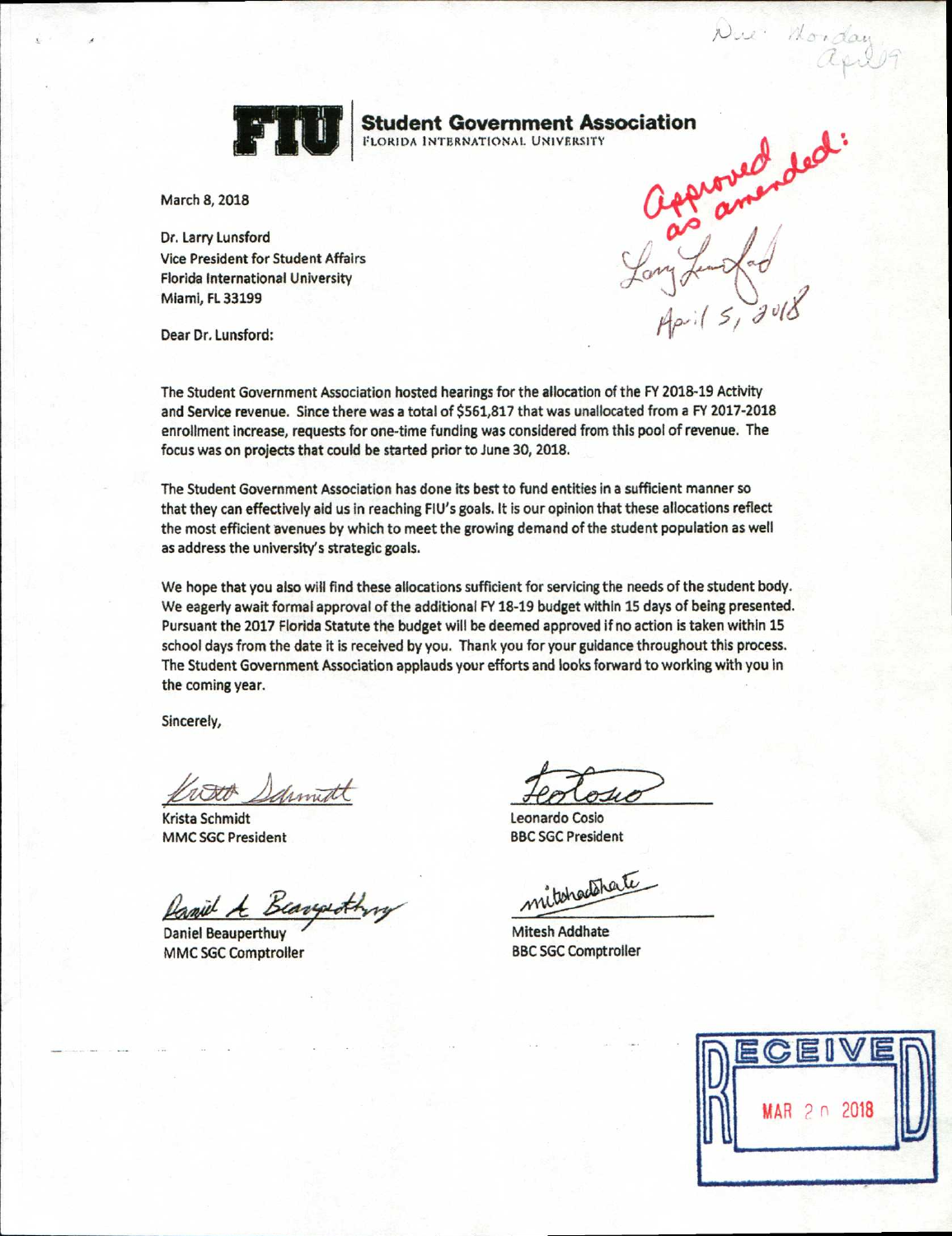Due: Monday April 9

**FIU** | **Student Government Association**
FLORIDA INTERNATIONAL UNIVERSITY

March 8, 2018

Approved as amended:
Larry Lunsford
April 5, 2018

Dr. Larry Lunsford
Vice President for Student Affairs
Florida International University
Miami, FL 33199

Dear Dr. Lunsford:

The Student Government Association hosted hearings for the allocation of the FY 2018-19 Activity and Service revenue. Since there was a total of $561,817 that was unallocated from a FY 2017-2018 enrollment increase, requests for one-time funding was considered from this pool of revenue. The focus was on projects that could be started prior to June 30, 2018.

The Student Government Association has done its best to fund entities in a sufficient manner so that they can effectively aid us in reaching FIU's goals. It is our opinion that these allocations reflect the most efficient avenues by which to meet the growing demand of the student population as well as address the university's strategic goals.

We hope that you also will find these allocations sufficient for servicing the needs of the student body. We eagerly await formal approval of the additional FY 18-19 budget within 15 days of being presented. Pursuant the 2017 Florida Statute the budget will be deemed approved if no action is taken within 15 school days from the date it is received by you. Thank you for your guidance throughout this process. The Student Government Association applauds your efforts and looks forward to working with you in the coming year.

Sincerely,

Krista Schmidt
MMC SGC President

Leonardo Cosio
BBC SGC President

Daniel Beauperthuy
MMC SGC Comptroller

Mitesh Addhate
BBC SGC Comptroller

RECEIVED
MAR 20 2018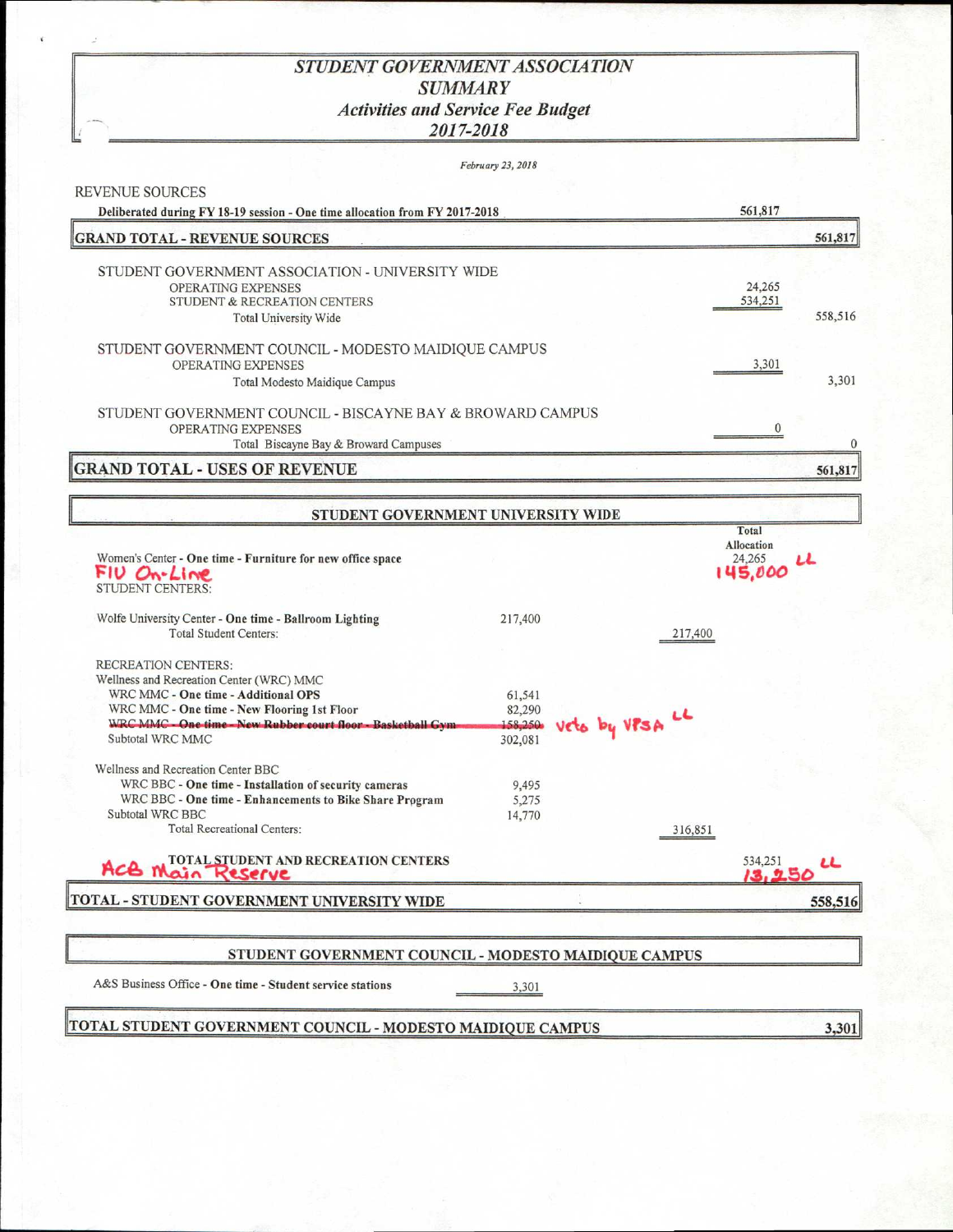# *STUDENT GOVERNMENT ASSOCIATION*
## *SUMMARY*
### *Activities and Service Fee Budget*
### *2017-2018*

*February 23, 2018*

REVENUE SOURCES

| | | |
|---|---|---|
| **Deliberated during FY 18-19 session - One time allocation from FY 2017-2018** | 561,817 | |
| **GRAND TOTAL - REVENUE SOURCES** | | **561,817** |
| STUDENT GOVERNMENT ASSOCIATION - UNIVERSITY WIDE | | |
| OPERATING EXPENSES | 24,265 | |
| STUDENT & RECREATION CENTERS | 534,251 | |
| Total University Wide | | 558,516 |
| STUDENT GOVERNMENT COUNCIL - MODESTO MAIDIQUE CAMPUS | | |
| OPERATING EXPENSES | 3,301 | |
| Total Modesto Maidique Campus | | 3,301 |
| STUDENT GOVERNMENT COUNCIL - BISCAYNE BAY & BROWARD CAMPUS | | |
| OPERATING EXPENSES | 0 | |
| Total Biscayne Bay & Broward Campuses | | 0 |
| **GRAND TOTAL - USES OF REVENUE** | | **561,817** |

## STUDENT GOVERNMENT UNIVERSITY WIDE

| | | | Total Allocation |
|---|---|---|---|
| Women's Center - **One time - Furniture for new office space** | | | 24,265 |
| FIU On-Line | | | 145,000 LL |
| STUDENT CENTERS: | | | |
| Wolfe University Center - **One time - Ballroom Lighting** | 217,400 | | |
| Total Student Centers: | | 217,400 | |
| RECREATION CENTERS: | | | |
| Wellness and Recreation Center (WRC) MMC | | | |
| WRC MMC - **One time - Additional OPS** | 61,541 | | |
| WRC MMC - **One time - New Flooring 1st Floor** | 82,290 | | |
| ~~WRC MMC - **One time - New Rubber court floor - Basketball Gym**~~ | ~~158,250~~ | veto by VPSA LL | |
| Subtotal WRC MMC | 302,081 | | |
| Wellness and Recreation Center BBC | | | |
| WRC BBC - **One time - Installation of security cameras** | 9,495 | | |
| WRC BBC - **One time - Enhancements to Bike Share Program** | 5,275 | | |
| Subtotal WRC BBC | 14,770 | | |
| Total Recreational Centers: | | 316,851 | |
| TOTAL STUDENT AND RECREATION CENTERS | | | 534,251 |
| ACB Main Reserve | | | 13,250 LL |
| **TOTAL - STUDENT GOVERNMENT UNIVERSITY WIDE** | | | **558,516** |

## STUDENT GOVERNMENT COUNCIL - MODESTO MAIDIQUE CAMPUS

| | | |
|---|---|---|
| A&S Business Office - **One time - Student service stations** | 3,301 | |
| **TOTAL STUDENT GOVERNMENT COUNCIL - MODESTO MAIDIQUE CAMPUS** | | **3,301** |